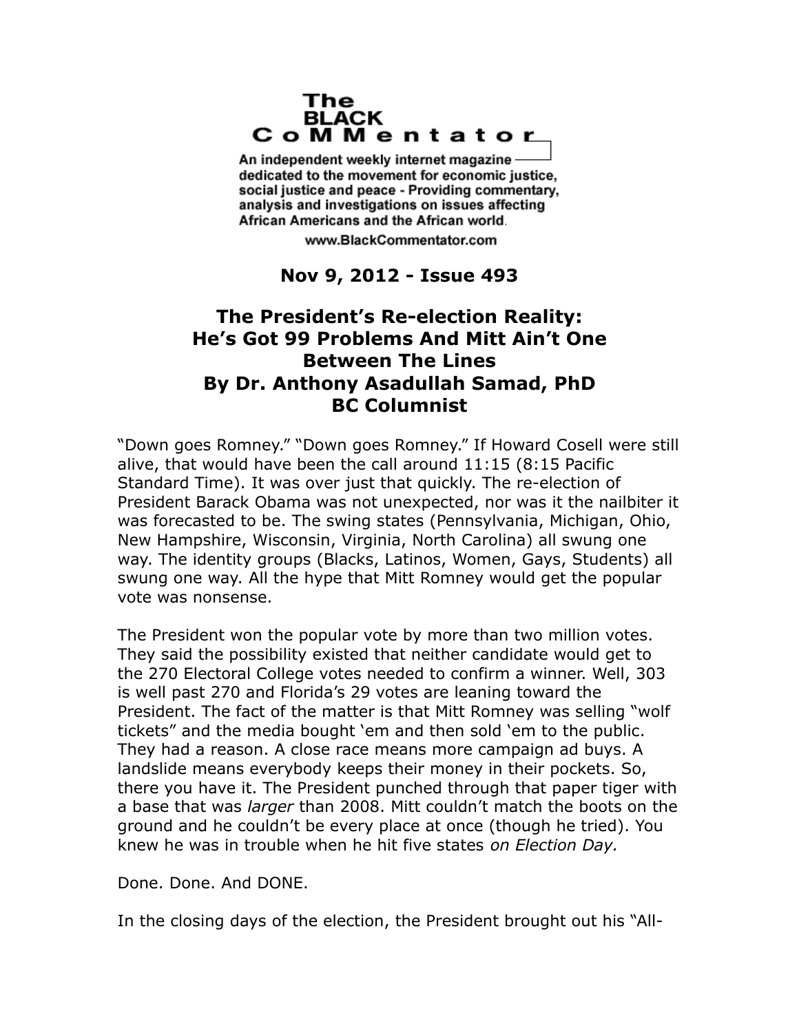# The BLACK CoMMentator

An independent weekly internet magazine dedicated to the movement for economic justice, social justice and peace - Providing commentary, analysis and investigations on issues affecting African Americans and the African world.

www.BlackCommentator.com

**Nov 9, 2012 - Issue 493**

## The President's Re-election Reality: He's Got 99 Problems And Mitt Ain't One
## Between The Lines
## By Dr. Anthony Asadullah Samad, PhD
## BC Columnist

"Down goes Romney." "Down goes Romney." If Howard Cosell were still alive, that would have been the call around 11:15 (8:15 Pacific Standard Time). It was over just that quickly. The re-election of President Barack Obama was not unexpected, nor was it the nailbiter it was forecasted to be. The swing states (Pennsylvania, Michigan, Ohio, New Hampshire, Wisconsin, Virginia, North Carolina) all swung one way. The identity groups (Blacks, Latinos, Women, Gays, Students) all swung one way. All the hype that Mitt Romney would get the popular vote was nonsense.

The President won the popular vote by more than two million votes. They said the possibility existed that neither candidate would get to the 270 Electoral College votes needed to confirm a winner. Well, 303 is well past 270 and Florida's 29 votes are leaning toward the President. The fact of the matter is that Mitt Romney was selling "wolf tickets" and the media bought 'em and then sold 'em to the public. They had a reason. A close race means more campaign ad buys. A landslide means everybody keeps their money in their pockets. So, there you have it. The President punched through that paper tiger with a base that was *larger* than 2008. Mitt couldn't match the boots on the ground and he couldn't be every place at once (though he tried). You knew he was in trouble when he hit five states *on Election Day.*

Done. Done. And DONE.

In the closing days of the election, the President brought out his "All-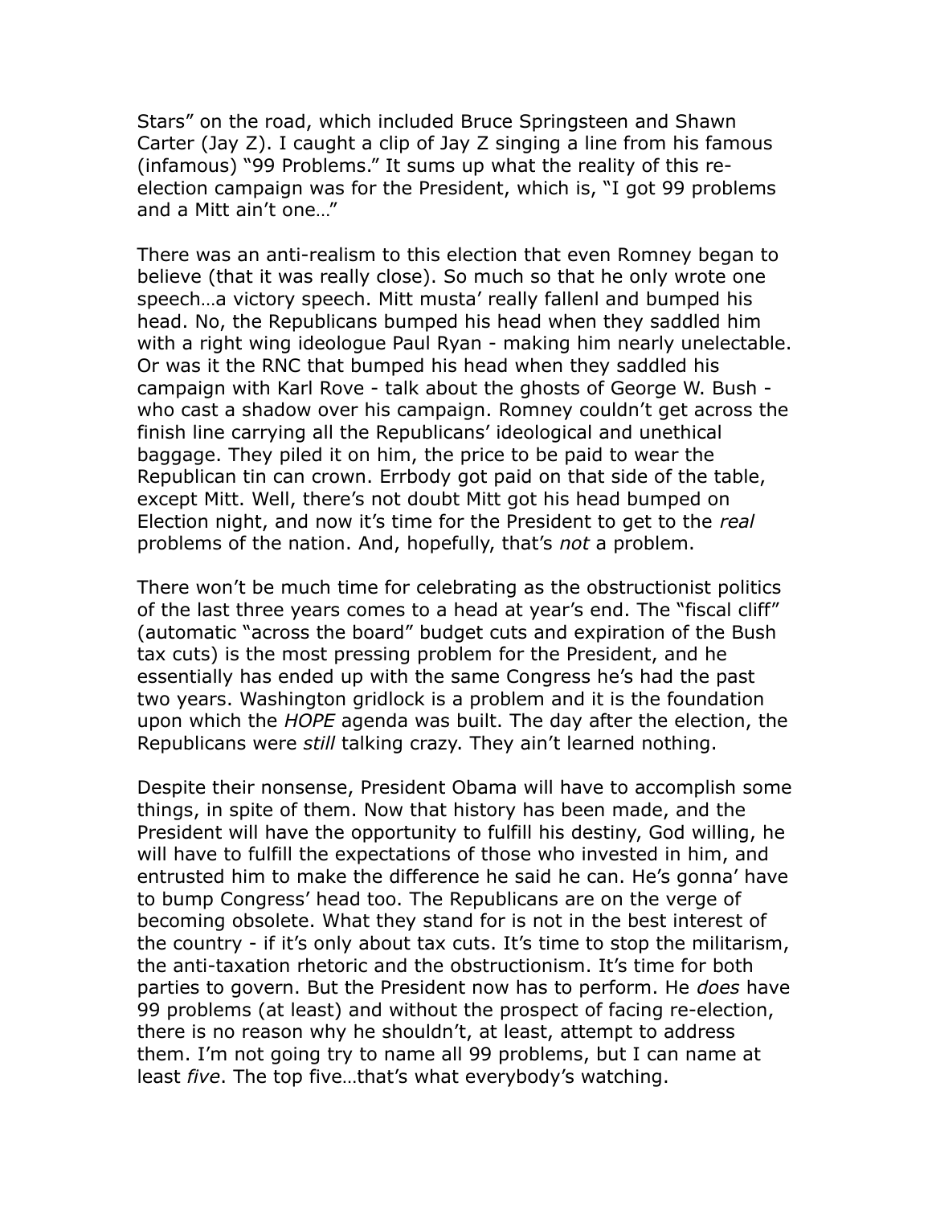Stars" on the road, which included Bruce Springsteen and Shawn Carter (Jay Z). I caught a clip of Jay Z singing a line from his famous (infamous) "99 Problems." It sums up what the reality of this re-election campaign was for the President, which is, "I got 99 problems and a Mitt ain't one…"

There was an anti-realism to this election that even Romney began to believe (that it was really close). So much so that he only wrote one speech…a victory speech. Mitt musta' really fallenl and bumped his head. No, the Republicans bumped his head when they saddled him with a right wing ideologue Paul Ryan - making him nearly unelectable. Or was it the RNC that bumped his head when they saddled his campaign with Karl Rove - talk about the ghosts of George W. Bush - who cast a shadow over his campaign. Romney couldn't get across the finish line carrying all the Republicans' ideological and unethical baggage. They piled it on him, the price to be paid to wear the Republican tin can crown. Errbody got paid on that side of the table, except Mitt. Well, there's not doubt Mitt got his head bumped on Election night, and now it's time for the President to get to the *real* problems of the nation. And, hopefully, that's *not* a problem.

There won't be much time for celebrating as the obstructionist politics of the last three years comes to a head at year's end. The "fiscal cliff" (automatic "across the board" budget cuts and expiration of the Bush tax cuts) is the most pressing problem for the President, and he essentially has ended up with the same Congress he's had the past two years. Washington gridlock is a problem and it is the foundation upon which the *HOPE* agenda was built. The day after the election, the Republicans were *still* talking crazy. They ain't learned nothing.

Despite their nonsense, President Obama will have to accomplish some things, in spite of them. Now that history has been made, and the President will have the opportunity to fulfill his destiny, God willing, he will have to fulfill the expectations of those who invested in him, and entrusted him to make the difference he said he can. He's gonna' have to bump Congress' head too. The Republicans are on the verge of becoming obsolete. What they stand for is not in the best interest of the country - if it's only about tax cuts. It's time to stop the militarism, the anti-taxation rhetoric and the obstructionism. It's time for both parties to govern. But the President now has to perform. He *does* have 99 problems (at least) and without the prospect of facing re-election, there is no reason why he shouldn't, at least, attempt to address them. I'm not going try to name all 99 problems, but I can name at least *five*. The top five…that's what everybody's watching.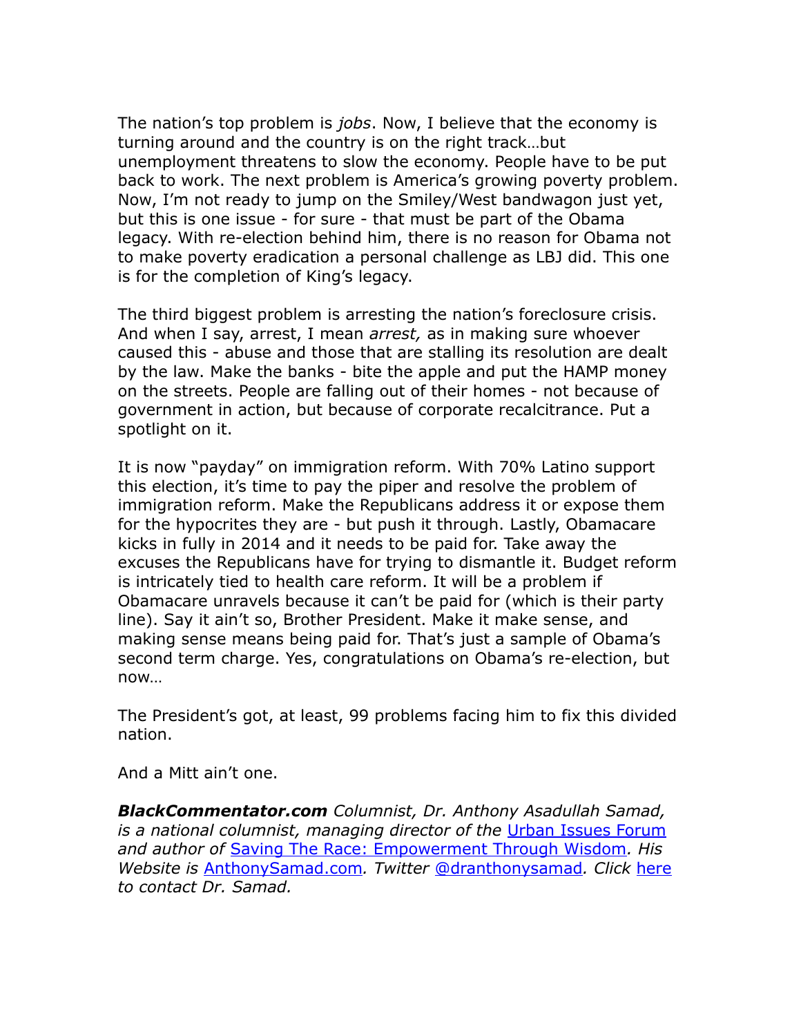The nation's top problem is *jobs*. Now, I believe that the economy is turning around and the country is on the right track…but unemployment threatens to slow the economy. People have to be put back to work. The next problem is America's growing poverty problem. Now, I'm not ready to jump on the Smiley/West bandwagon just yet, but this is one issue - for sure - that must be part of the Obama legacy. With re-election behind him, there is no reason for Obama not to make poverty eradication a personal challenge as LBJ did. This one is for the completion of King's legacy.

The third biggest problem is arresting the nation's foreclosure crisis. And when I say, arrest, I mean *arrest,* as in making sure whoever caused this - abuse and those that are stalling its resolution are dealt by the law. Make the banks - bite the apple and put the HAMP money on the streets. People are falling out of their homes - not because of government in action, but because of corporate recalcitrance. Put a spotlight on it.

It is now "payday" on immigration reform. With 70% Latino support this election, it's time to pay the piper and resolve the problem of immigration reform. Make the Republicans address it or expose them for the hypocrites they are - but push it through. Lastly, Obamacare kicks in fully in 2014 and it needs to be paid for. Take away the excuses the Republicans have for trying to dismantle it. Budget reform is intricately tied to health care reform. It will be a problem if Obamacare unravels because it can't be paid for (which is their party line). Say it ain't so, Brother President. Make it make sense, and making sense means being paid for. That's just a sample of Obama's second term charge. Yes, congratulations on Obama's re-election, but now…

The President's got, at least, 99 problems facing him to fix this divided nation.

And a Mitt ain't one.

***BlackCommentator.com** Columnist, Dr. Anthony Asadullah Samad, is a national columnist, managing director of the Urban Issues Forum and author of Saving The Race: Empowerment Through Wisdom. His Website is AnthonySamad.com. Twitter @dranthonysamad. Click here to contact Dr. Samad.*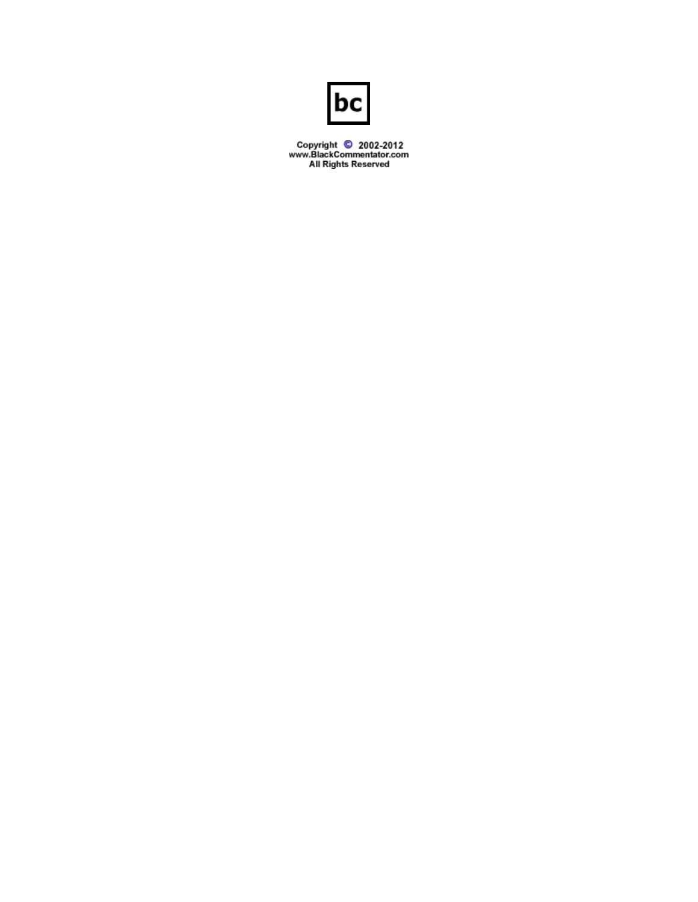bc

Copyright © 2002-2012
www.BlackCommentator.com
All Rights Reserved